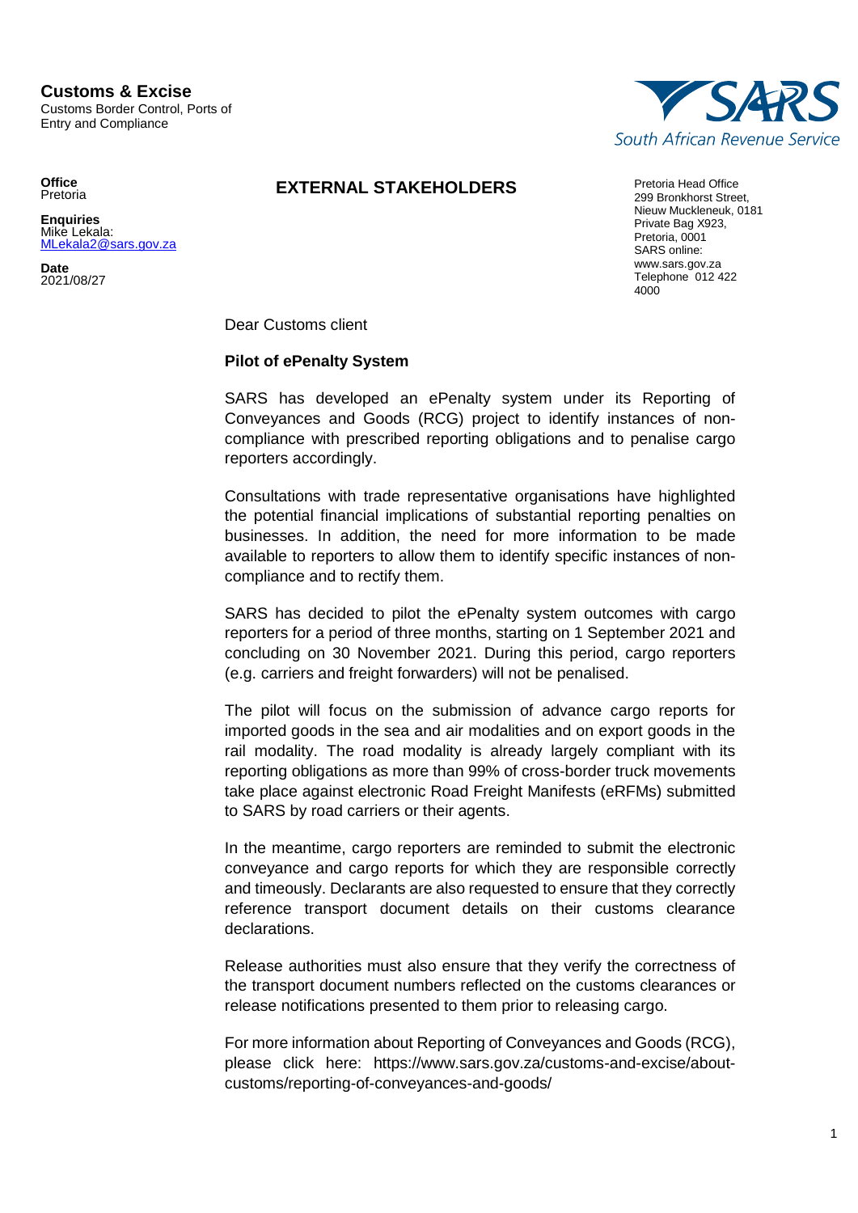**Customs & Excise**
Customs Border Control, Ports of Entry and Compliance

South African Revenue Service

**Office**
Pretoria

**Enquiries**
Mike Lekala:
MLekala2@sars.gov.za

**Date**
2021/08/27

## EXTERNAL STAKEHOLDERS

Pretoria Head Office
299 Bronkhorst Street,
Nieuw Muckleneuk, 0181
Private Bag X923,
Pretoria, 0001
SARS online:
www.sars.gov.za
Telephone 012 422 4000

Dear Customs client

**Pilot of ePenalty System**

SARS has developed an ePenalty system under its Reporting of Conveyances and Goods (RCG) project to identify instances of non-compliance with prescribed reporting obligations and to penalise cargo reporters accordingly.

Consultations with trade representative organisations have highlighted the potential financial implications of substantial reporting penalties on businesses. In addition, the need for more information to be made available to reporters to allow them to identify specific instances of non-compliance and to rectify them.

SARS has decided to pilot the ePenalty system outcomes with cargo reporters for a period of three months, starting on 1 September 2021 and concluding on 30 November 2021. During this period, cargo reporters (e.g. carriers and freight forwarders) will not be penalised.

The pilot will focus on the submission of advance cargo reports for imported goods in the sea and air modalities and on export goods in the rail modality. The road modality is already largely compliant with its reporting obligations as more than 99% of cross-border truck movements take place against electronic Road Freight Manifests (eRFMs) submitted to SARS by road carriers or their agents.

In the meantime, cargo reporters are reminded to submit the electronic conveyance and cargo reports for which they are responsible correctly and timeously. Declarants are also requested to ensure that they correctly reference transport document details on their customs clearance declarations.

Release authorities must also ensure that they verify the correctness of the transport document numbers reflected on the customs clearances or release notifications presented to them prior to releasing cargo.

For more information about Reporting of Conveyances and Goods (RCG), please click here: https://www.sars.gov.za/customs-and-excise/about-customs/reporting-of-conveyances-and-goods/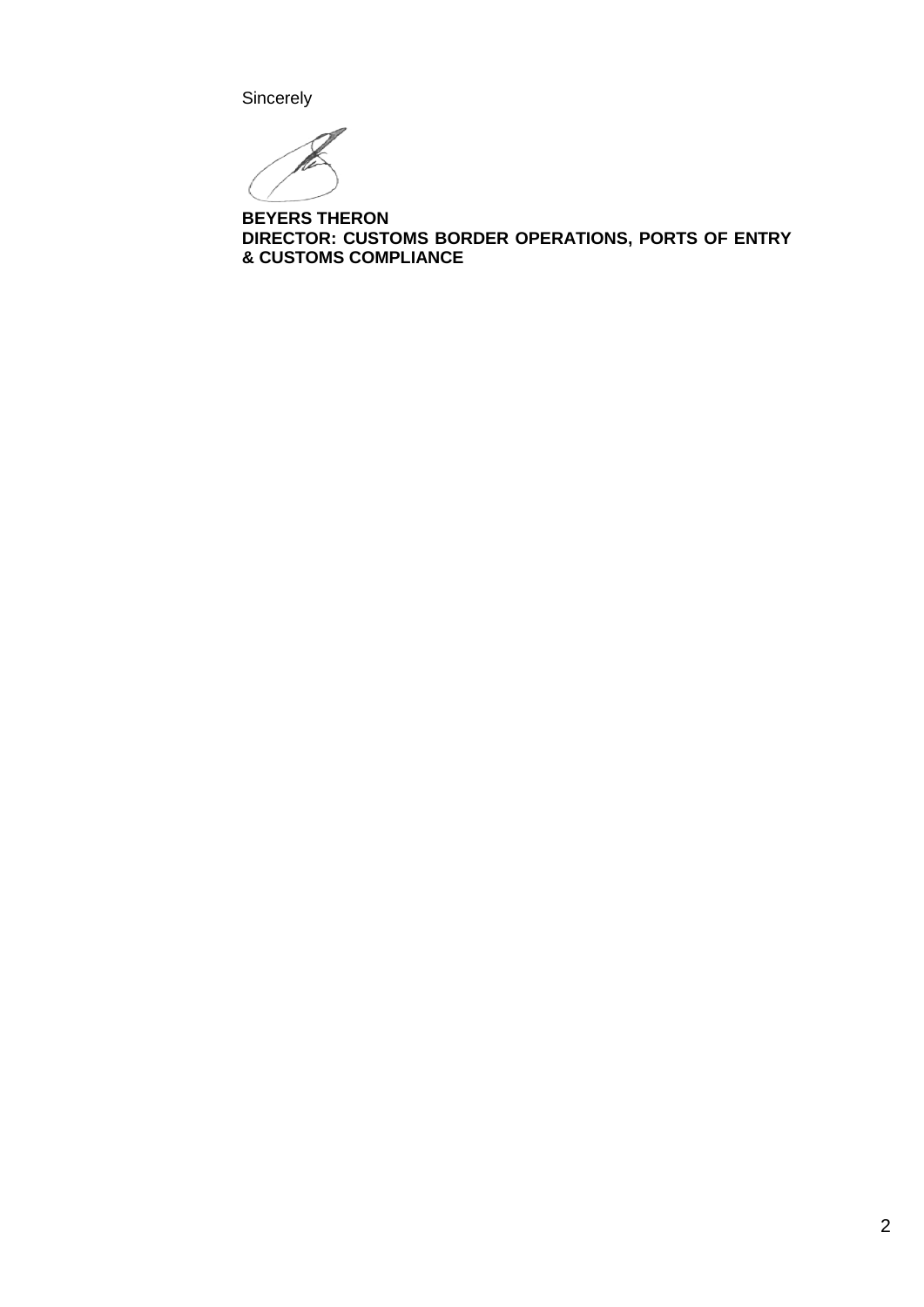Sincerely

**BEYERS THERON**
**DIRECTOR: CUSTOMS BORDER OPERATIONS, PORTS OF ENTRY & CUSTOMS COMPLIANCE**